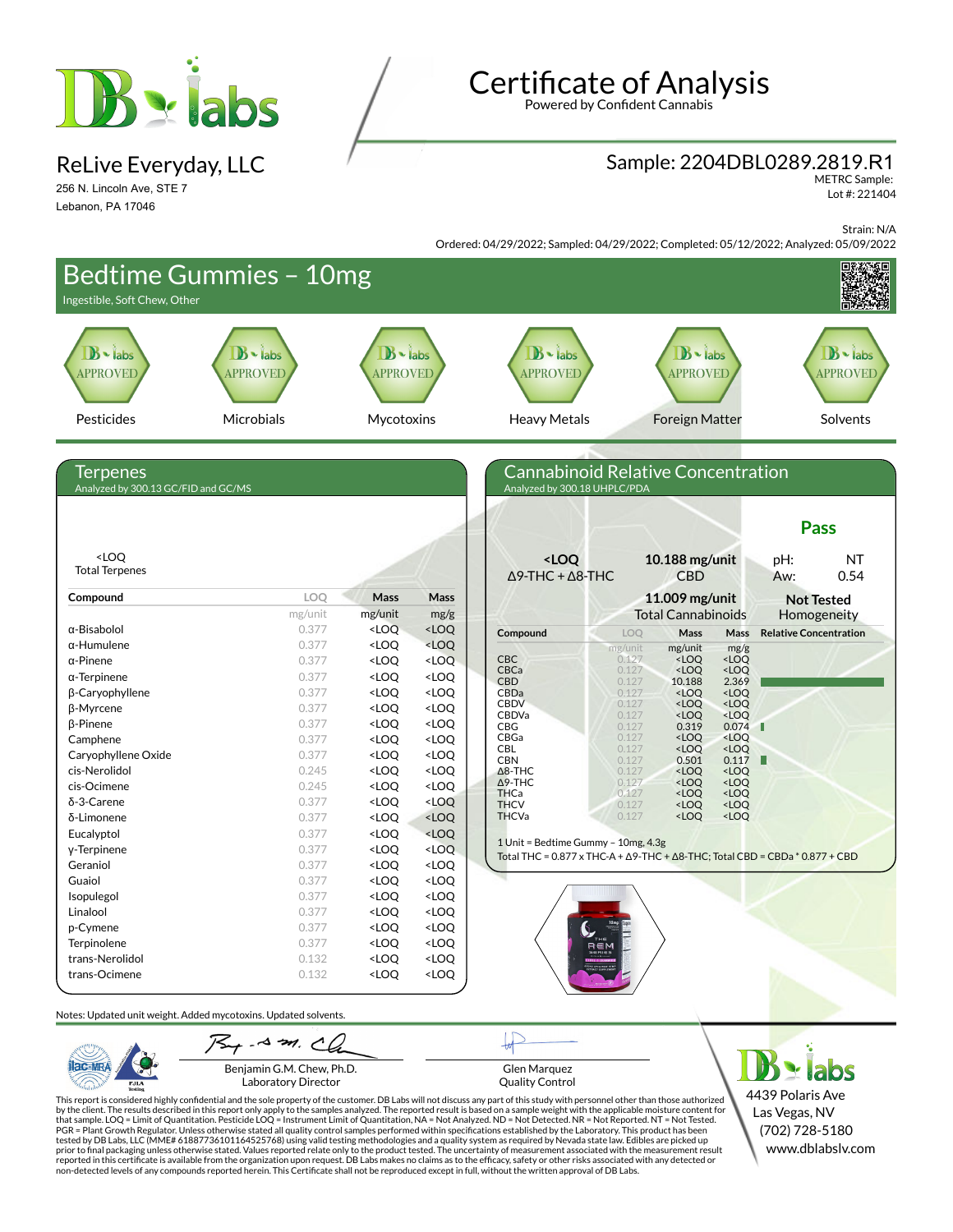# Certificate of Analysis

Powered by Confident Cannabis

## ReLive Everyday, LLC

256 N. Lincoln Ave, STE 7
Lebanon, PA 17046

## Sample: 2204DBL0289.2819.R1

METRC Sample:
Lot #: 221404

Strain: N/A

Ordered: 04/29/2022; Sampled: 04/29/2022; Completed: 05/12/2022; Analyzed: 05/09/2022

# Bedtime Gummies – 10mg

Ingestible, Soft Chew, Other

| Pesticides | Microbials | Mycotoxins | Heavy Metals | Foreign Matter | Solvents |
|---|---|---|---|---|---|
| APPROVED | APPROVED | APPROVED | APPROVED | APPROVED | APPROVED |

## Terpenes

Analyzed by 300.13 GC/FID and GC/MS

<LOQ
Total Terpenes

| Compound | LOQ | Mass | Mass |
|---|---|---|---|
| | mg/unit | mg/unit | mg/g |
| α-Bisabolol | 0.377 | <LOQ | <LOQ |
| α-Humulene | 0.377 | <LOQ | <LOQ |
| α-Pinene | 0.377 | <LOQ | <LOQ |
| α-Terpinene | 0.377 | <LOQ | <LOQ |
| β-Caryophyllene | 0.377 | <LOQ | <LOQ |
| β-Myrcene | 0.377 | <LOQ | <LOQ |
| β-Pinene | 0.377 | <LOQ | <LOQ |
| Camphene | 0.377 | <LOQ | <LOQ |
| Caryophyllene Oxide | 0.377 | <LOQ | <LOQ |
| cis-Nerolidol | 0.245 | <LOQ | <LOQ |
| cis-Ocimene | 0.245 | <LOQ | <LOQ |
| δ-3-Carene | 0.377 | <LOQ | <LOQ |
| δ-Limonene | 0.377 | <LOQ | <LOQ |
| Eucalyptol | 0.377 | <LOQ | <LOQ |
| γ-Terpinene | 0.377 | <LOQ | <LOQ |
| Geraniol | 0.377 | <LOQ | <LOQ |
| Guaiol | 0.377 | <LOQ | <LOQ |
| Isopulegol | 0.377 | <LOQ | <LOQ |
| Linalool | 0.377 | <LOQ | <LOQ |
| p-Cymene | 0.377 | <LOQ | <LOQ |
| Terpinolene | 0.377 | <LOQ | <LOQ |
| trans-Nerolidol | 0.132 | <LOQ | <LOQ |
| trans-Ocimene | 0.132 | <LOQ | <LOQ |

## Cannabinoid Relative Concentration

Analyzed by 300.18 UHPLC/PDA

**Pass**

| **<LOQ** | **10.188 mg/unit** | pH: NT |
|---|---|---|
| Δ9-THC + Δ8-THC | CBD | Aw: 0.54 |
| | **11.009 mg/unit** Total Cannabinoids | **Not Tested** Homogeneity |

| Compound | LOQ | Mass | Mass | Relative Concentration |
|---|---|---|---|---|
| | mg/unit | mg/unit | mg/g | |
| CBC | 0.127 | <LOQ | <LOQ | |
| CBCa | 0.127 | <LOQ | <LOQ | |
| CBD | 0.127 | 10.188 | 2.369 | |
| CBDa | 0.127 | <LOQ | <LOQ | |
| CBDV | 0.127 | <LOQ | <LOQ | |
| CBDVa | 0.127 | <LOQ | <LOQ | |
| CBG | 0.127 | 0.319 | 0.074 | |
| CBGa | 0.127 | <LOQ | <LOQ | |
| CBL | 0.127 | <LOQ | <LOQ | |
| CBN | 0.127 | 0.501 | 0.117 | |
| Δ8-THC | 0.127 | <LOQ | <LOQ | |
| Δ9-THC | 0.127 | <LOQ | <LOQ | |
| THCa | 0.127 | <LOQ | <LOQ | |
| THCV | 0.127 | <LOQ | <LOQ | |
| THCVa | 0.127 | <LOQ | <LOQ | |

1 Unit = Bedtime Gummy – 10mg, 4.3g
Total THC = 0.877 x THC-A + Δ9-THC + Δ8-THC; Total CBD = CBDa * 0.877 + CBD

Notes: Updated unit weight. Added mycotoxins. Updated solvents.

Benjamin G.M. Chew, Ph.D.
Laboratory Director

Glen Marquez
Quality Control

4439 Polaris Ave
Las Vegas, NV
(702) 728-5180
www.dblabslv.com

This report is considered highly confidential and the sole property of the customer. DB Labs will not discuss any part of this study with personnel other than those authorized by the client. The results described in this report only apply to the samples analyzed. The reported result is based on a sample weight with the applicable moisture content for that sample. LOQ = Limit of Quantitation. Pesticide LOQ = Instrument Limit of Quantitation, NA = Not Analyzed. ND = Not Detected. NR = Not Reported. NT = Not Tested. PGR = Plant Growth Regulator. Unless otherwise stated all quality control samples performed within specifications established by the Laboratory. This product has been tested by DB Labs, LLC (MME# 61887736101164525768) using valid testing methodologies and a quality system as required by Nevada state law. Edibles are picked up prior to final packaging unless otherwise stated. Values reported relate only to the product tested. The uncertainty of measurement associated with the measurement result reported in this certificate is available from the organization upon request. DB Labs makes no claims as to the efficacy, safety or other risks associated with any detected or non-detected levels of any compounds reported herein. This Certificate shall not be reproduced except in full, without the written approval of DB Labs.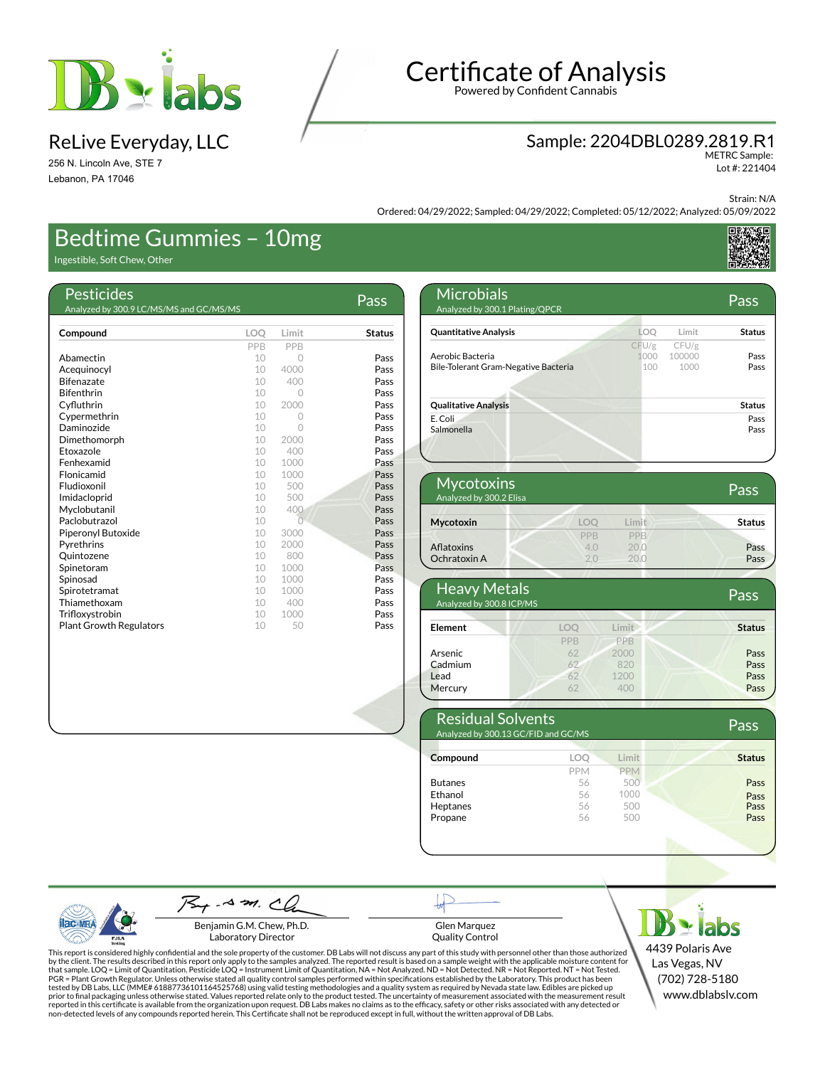# Certificate of Analysis

Powered by Confident Cannabis

## ReLive Everyday, LLC

256 N. Lincoln Ave, STE 7
Lebanon, PA 17046

## Sample: 2204DBL0289.2819.R1

METRC Sample:
Lot #: 221404

Strain: N/A

Ordered: 04/29/2022; Sampled: 04/29/2022; Completed: 05/12/2022; Analyzed: 05/09/2022

# Bedtime Gummies – 10mg

Ingestible, Soft Chew, Other

## Pesticides — Pass

Analyzed by 300.9 LC/MS/MS and GC/MS/MS

| Compound | LOQ | Limit | Status |
|---|---|---|---|
| | PPB | PPB | |
| Abamectin | 10 | 0 | Pass |
| Acequinocyl | 10 | 4000 | Pass |
| Bifenazate | 10 | 400 | Pass |
| Bifenthrin | 10 | 0 | Pass |
| Cyfluthrin | 10 | 2000 | Pass |
| Cypermethrin | 10 | 0 | Pass |
| Daminozide | 10 | 0 | Pass |
| Dimethomorph | 10 | 2000 | Pass |
| Etoxazole | 10 | 400 | Pass |
| Fenhexamid | 10 | 1000 | Pass |
| Flonicamid | 10 | 1000 | Pass |
| Fludioxonil | 10 | 500 | Pass |
| Imidacloprid | 10 | 500 | Pass |
| Myclobutanil | 10 | 400 | Pass |
| Paclobutrazol | 10 | 0 | Pass |
| Piperonyl Butoxide | 10 | 3000 | Pass |
| Pyrethrins | 10 | 2000 | Pass |
| Quintozene | 10 | 800 | Pass |
| Spinetoram | 10 | 1000 | Pass |
| Spinosad | 10 | 1000 | Pass |
| Spirotetramat | 10 | 1000 | Pass |
| Thiamethoxam | 10 | 400 | Pass |
| Trifloxystrobin | 10 | 1000 | Pass |
| Plant Growth Regulators | 10 | 50 | Pass |

## Microbials — Pass

Analyzed by 300.1 Plating/QPCR

| Quantitative Analysis | LOQ | Limit | Status |
|---|---|---|---|
| | CFU/g | CFU/g | |
| Aerobic Bacteria | 1000 | 100000 | Pass |
| Bile-Tolerant Gram-Negative Bacteria | 100 | 1000 | Pass |

| Qualitative Analysis | Status |
|---|---|
| E. Coli | Pass |
| Salmonella | Pass |

## Mycotoxins — Pass

Analyzed by 300.2 Elisa

| Mycotoxin | LOQ | Limit | Status |
|---|---|---|---|
| | PPB | PPB | |
| Aflatoxins | 4.0 | 20.0 | Pass |
| Ochratoxin A | 2.0 | 20.0 | Pass |

## Heavy Metals — Pass

Analyzed by 300.8 ICP/MS

| Element | LOQ | Limit | Status |
|---|---|---|---|
| | PPB | PPB | |
| Arsenic | 62 | 2000 | Pass |
| Cadmium | 62 | 820 | Pass |
| Lead | 62 | 1200 | Pass |
| Mercury | 62 | 400 | Pass |

## Residual Solvents — Pass

Analyzed by 300.13 GC/FID and GC/MS

| Compound | LOQ | Limit | Status |
|---|---|---|---|
| | PPM | PPM | |
| Butanes | 56 | 500 | Pass |
| Ethanol | 56 | 1000 | Pass |
| Heptanes | 56 | 500 | Pass |
| Propane | 56 | 500 | Pass |

Benjamin G.M. Chew, Ph.D.
Laboratory Director

Glen Marquez
Quality Control

DB labs
4439 Polaris Ave
Las Vegas, NV
(702) 728-5180
www.dblabslv.com

This report is considered highly confidential and the sole property of the customer. DB Labs will not discuss any part of this study with personnel other than those authorized by the client. The results described in this report only apply to the samples analyzed. The reported result is based on a sample weight with the applicable moisture content for that sample. LOQ = Limit of Quantitation. Pesticide LOQ = Instrument Limit of Quantitation, NA = Not Analyzed. ND = Not Detected. NR = Not Reported. NT = Not Tested. PGR = Plant Growth Regulator. Unless otherwise stated all quality control samples performed within specifications established by the Laboratory. This product has been tested by DB Labs, LLC (MME# 61887736101164525768) using valid testing methodologies and a quality system as required by Nevada state law. Edibles are picked up prior to final packaging unless otherwise stated. Values reported relate only to the product tested. The uncertainty of measurement associated with the measurement result reported in this certificate is available from the organization upon request. DB Labs makes no claims as to the efficacy, safety or other risks associated with any detected or non-detected levels of any compounds reported herein. This Certificate shall not be reproduced except in full, without the written approval of DB Labs.